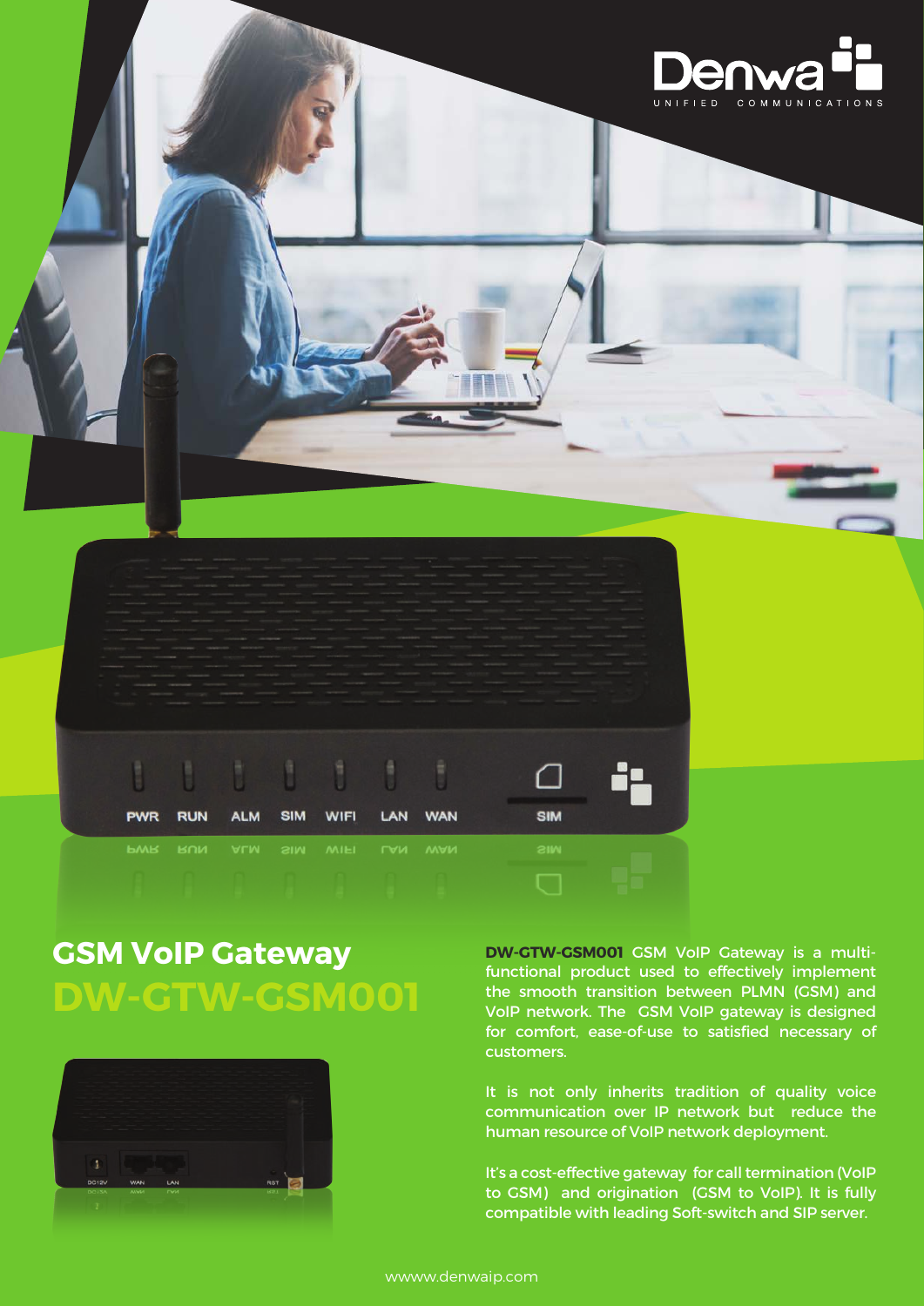# GSM VoIP Gateway

## DW-GTW-GSM001

**DW-GTW-GSM001** GSM VoIP Gateway is a multi-functional product used to effectively implement the smooth transition between PLMN (GSM) and VoIP network. The GSM VoIP gateway is designed for comfort, ease-of-use to satisfied necessary of customers.

It is not only inherits tradition of quality voice communication over IP network but reduce the human resource of VoIP network deployment.

It's a cost-effective gateway for call termination (VoIP to GSM) and origination (GSM to VoIP). It is fully compatible with leading Soft-switch and SIP server.

wwww.denwaip.com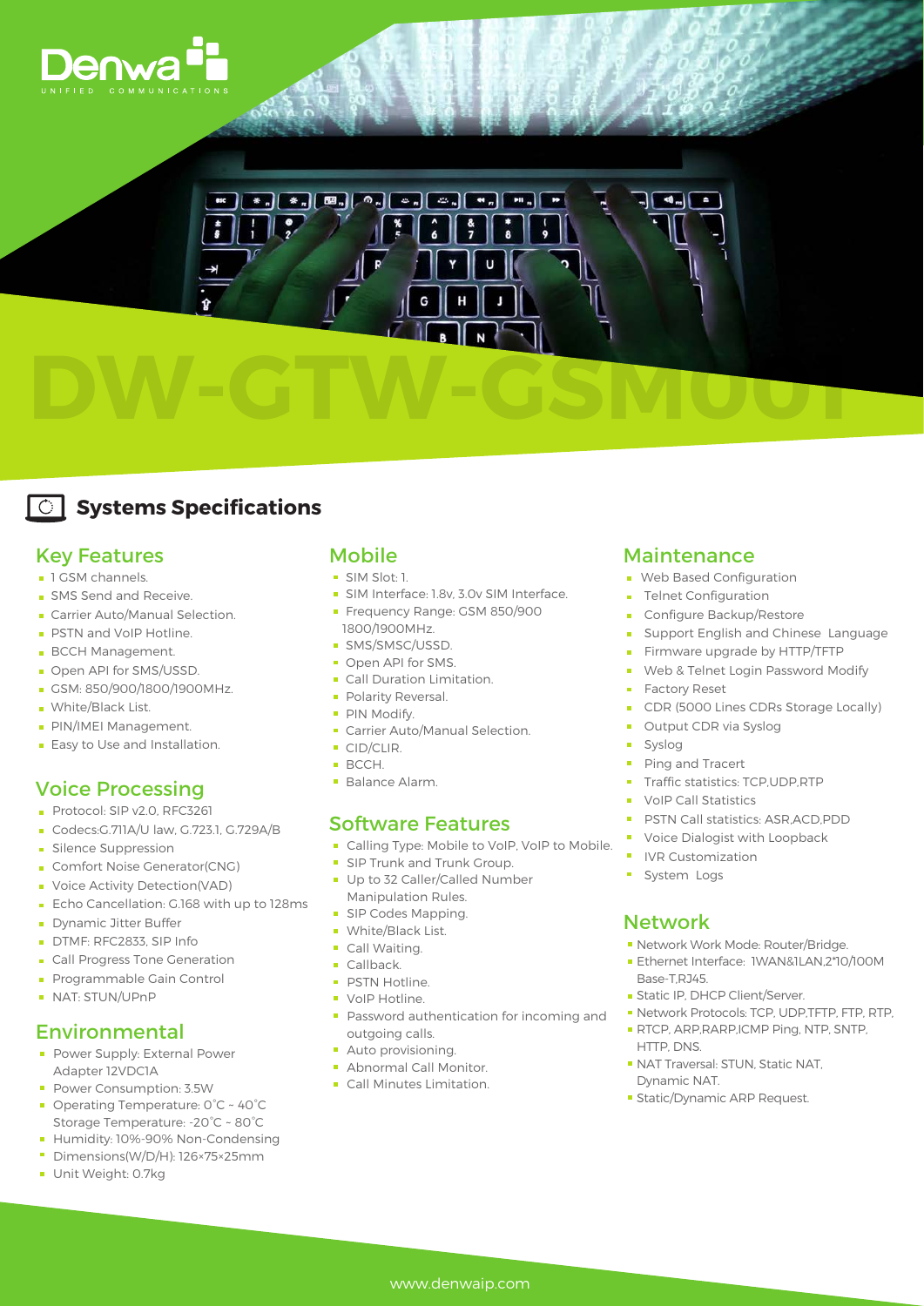Denwa
UNIFIED COMMUNICATIONS

# DW-GTW-GSM001

## Systems Specifications

### Key Features

- 1 GSM channels.
- SMS Send and Receive.
- Carrier Auto/Manual Selection.
- PSTN and VoIP Hotline.
- BCCH Management.
- Open API for SMS/USSD.
- GSM: 850/900/1800/1900MHz.
- White/Black List.
- PIN/IMEI Management.
- Easy to Use and Installation.

### Voice Processing

- Protocol: SIP v2.0, RFC3261
- Codecs:G.711A/U law, G.723.1, G.729A/B
- Silence Suppression
- Comfort Noise Generator(CNG)
- Voice Activity Detection(VAD)
- Echo Cancellation: G.168 with up to 128ms
- Dynamic Jitter Buffer
- DTMF: RFC2833, SIP Info
- Call Progress Tone Generation
- Programmable Gain Control
- NAT: STUN/UPnP

### Environmental

- Power Supply: External Power Adapter 12VDC1A
- Power Consumption: 3.5W
- Operating Temperature: 0˚C ~ 40˚C
  Storage Temperature: -20˚C ~ 80˚C
- Humidity: 10%-90% Non-Condensing
- Dimensions(W/D/H): 126×75×25mm
- Unit Weight: 0.7kg

### Mobile

- SIM Slot: 1.
- SIM Interface: 1.8v, 3.0v SIM Interface.
- Frequency Range: GSM 850/900 1800/1900MHz.
- SMS/SMSC/USSD.
- Open API for SMS.
- Call Duration Limitation.
- Polarity Reversal.
- PIN Modify.
- Carrier Auto/Manual Selection.
- CID/CLIR.
- BCCH.
- Balance Alarm.

### Software Features

- Calling Type: Mobile to VoIP, VoIP to Mobile.
- SIP Trunk and Trunk Group.
- Up to 32 Caller/Called Number Manipulation Rules.
- SIP Codes Mapping.
- White/Black List.
- Call Waiting.
- Callback.
- PSTN Hotline.
- VoIP Hotline.
- Password authentication for incoming and outgoing calls.
- Auto provisioning.
- Abnormal Call Monitor.
- Call Minutes Limitation.

### Maintenance

- Web Based Configuration
- Telnet Configuration
- Configure Backup/Restore
- Support English and Chinese Language
- Firmware upgrade by HTTP/TFTP
- Web & Telnet Login Password Modify
- Factory Reset
- CDR (5000 Lines CDRs Storage Locally)
- Output CDR via Syslog
- Syslog
- Ping and Tracert
- Traffic statistics: TCP,UDP,RTP
- VoIP Call Statistics
- PSTN Call statistics: ASR,ACD,PDD
- Voice Dialogist with Loopback
- IVR Customization
- System Logs

### Network

- Network Work Mode: Router/Bridge.
- Ethernet Interface: 1WAN&1LAN,2*10/100M Base-T,RJ45.
- Static IP, DHCP Client/Server.
- Network Protocols: TCP, UDP,TFTP, FTP, RTP,
- RTCP, ARP,RARP,ICMP Ping, NTP, SNTP, HTTP, DNS.
- NAT Traversal: STUN, Static NAT, Dynamic NAT.
- Static/Dynamic ARP Request.

www.denwaip.com